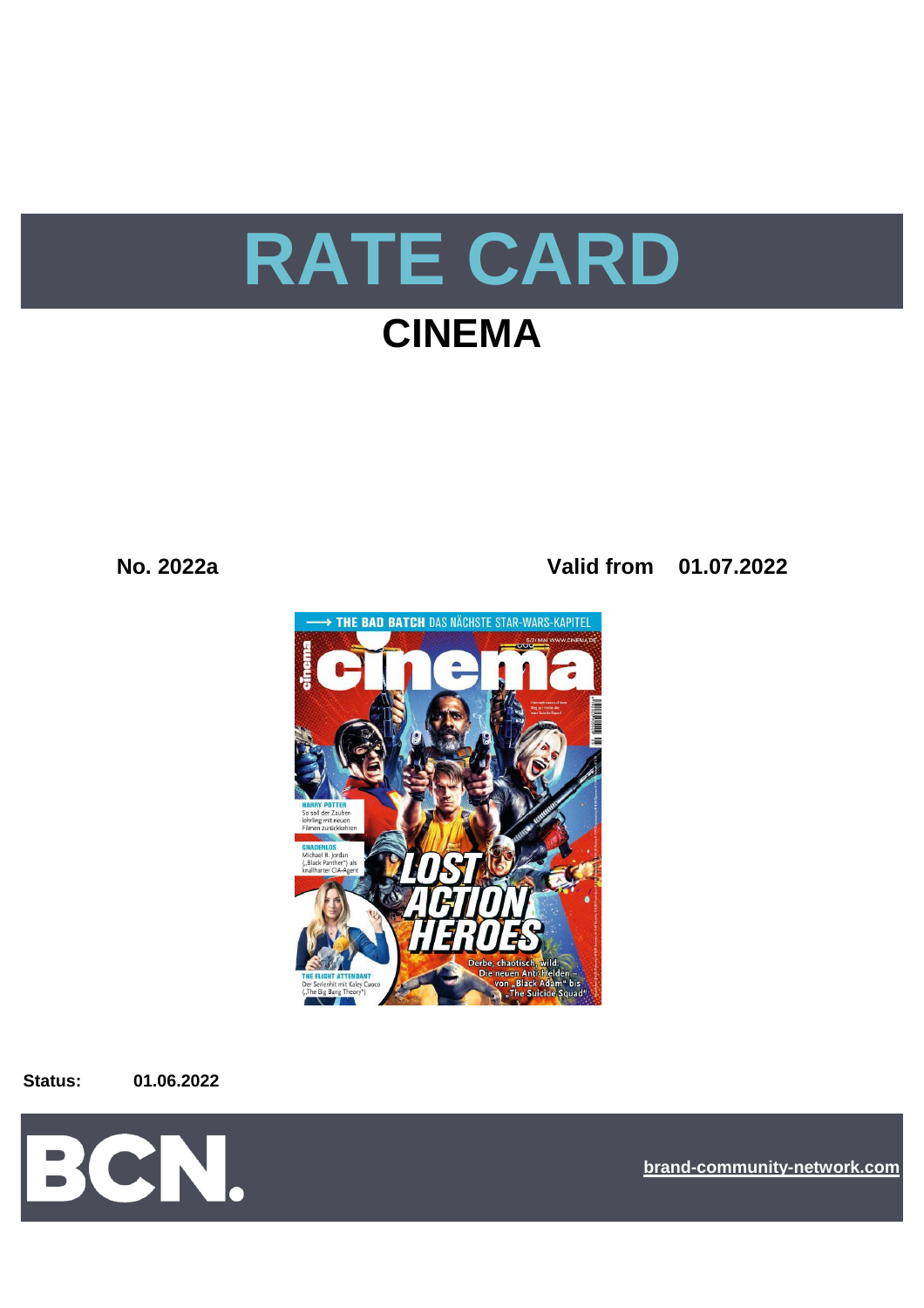# RATE CARD

## CINEMA

**No. 2022a** **Valid from 01.07.2022**

**Status:** **01.06.2022**

BCN.

brand-community-network.com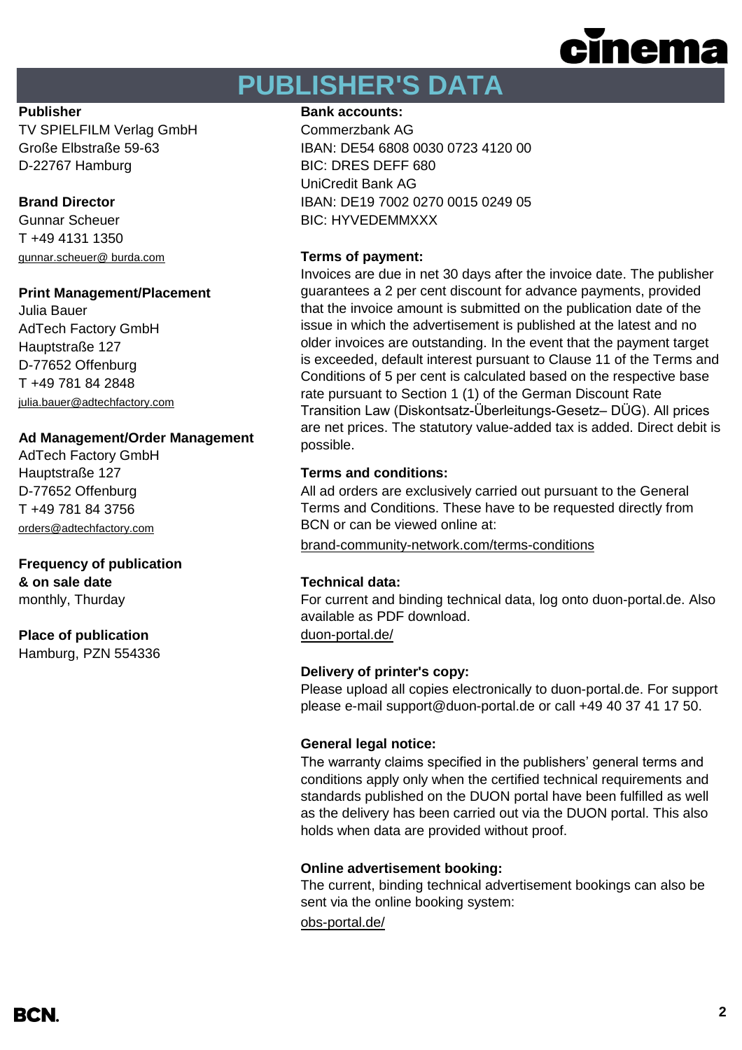# PUBLISHER'S DATA

**Publisher**
TV SPIELFILM Verlag GmbH
Große Elbstraße 59-63
D-22767 Hamburg

**Brand Director**
Gunnar Scheuer
T +49 4131 1350
gunnar.scheuer@ burda.com

**Print Management/Placement**
Julia Bauer
AdTech Factory GmbH
Hauptstraße 127
D-77652 Offenburg
T +49 781 84 2848
julia.bauer@adtechfactory.com

**Ad Management/Order Management**
AdTech Factory GmbH
Hauptstraße 127
D-77652 Offenburg
T +49 781 84 3756
orders@adtechfactory.com

**Frequency of publication & on sale date**
monthly, Thurday

**Place of publication**
Hamburg, PZN 554336

**Bank accounts:**
Commerzbank AG
IBAN: DE54 6808 0030 0723 4120 00
BIC: DRES DEFF 680
UniCredit Bank AG
IBAN: DE19 7002 0270 0015 0249 05
BIC: HYVEDEMMXXX

**Terms of payment:**
Invoices are due in net 30 days after the invoice date. The publisher guarantees a 2 per cent discount for advance payments, provided that the invoice amount is submitted on the publication date of the issue in which the advertisement is published at the latest and no older invoices are outstanding. In the event that the payment target is exceeded, default interest pursuant to Clause 11 of the Terms and Conditions of 5 per cent is calculated based on the respective base rate pursuant to Section 1 (1) of the German Discount Rate Transition Law (Diskontsatz-Überleitungs-Gesetz– DÜG). All prices are net prices. The statutory value-added tax is added. Direct debit is possible.

**Terms and conditions:**
All ad orders are exclusively carried out pursuant to the General Terms and Conditions. These have to be requested directly from BCN or can be viewed online at:
brand-community-network.com/terms-conditions

**Technical data:**
For current and binding technical data, log onto duon-portal.de. Also available as PDF download.
duon-portal.de/

**Delivery of printer's copy:**
Please upload all copies electronically to duon-portal.de. For support please e-mail support@duon-portal.de or call +49 40 37 41 17 50.

**General legal notice:**
The warranty claims specified in the publishers' general terms and conditions apply only when the certified technical requirements and standards published on the DUON portal have been fulfilled as well as the delivery has been carried out via the DUON portal. This also holds when data are provided without proof.

**Online advertisement booking:**
The current, binding technical advertisement bookings can also be sent via the online booking system:
obs-portal.de/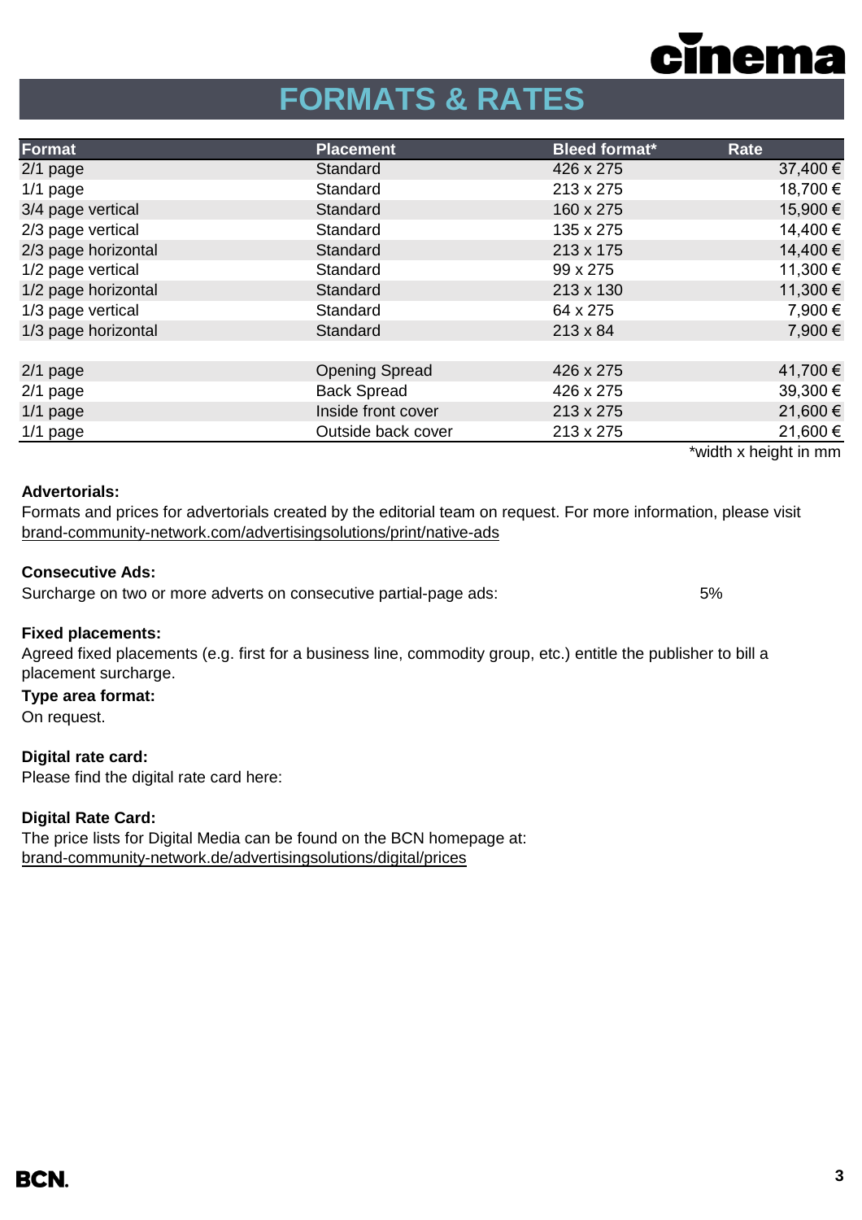cinema

# FORMATS & RATES

| Format | Placement | Bleed format* | Rate |
|---|---|---|---|
| 2/1 page | Standard | 426 x 275 | 37,400 € |
| 1/1 page | Standard | 213 x 275 | 18,700 € |
| 3/4 page vertical | Standard | 160 x 275 | 15,900 € |
| 2/3 page vertical | Standard | 135 x 275 | 14,400 € |
| 2/3 page horizontal | Standard | 213 x 175 | 14,400 € |
| 1/2 page vertical | Standard | 99 x 275 | 11,300 € |
| 1/2 page horizontal | Standard | 213 x 130 | 11,300 € |
| 1/3 page vertical | Standard | 64 x 275 | 7,900 € |
| 1/3 page horizontal | Standard | 213 x 84 | 7,900 € |
| | | | |
| 2/1 page | Opening Spread | 426 x 275 | 41,700 € |
| 2/1 page | Back Spread | 426 x 275 | 39,300 € |
| 1/1 page | Inside front cover | 213 x 275 | 21,600 € |
| 1/1 page | Outside back cover | 213 x 275 | 21,600 € |

*width x height in mm

**Advertorials:**
Formats and prices for advertorials created by the editorial team on request. For more information, please visit brand-community-network.com/advertisingsolutions/print/native-ads

**Consecutive Ads:**
Surcharge on two or more adverts on consecutive partial-page ads: 5%

**Fixed placements:**
Agreed fixed placements (e.g. first for a business line, commodity group, etc.) entitle the publisher to bill a placement surcharge.

**Type area format:**
On request.

**Digital rate card:**
Please find the digital rate card here:

**Digital Rate Card:**
The price lists for Digital Media can be found on the BCN homepage at:
brand-community-network.de/advertisingsolutions/digital/prices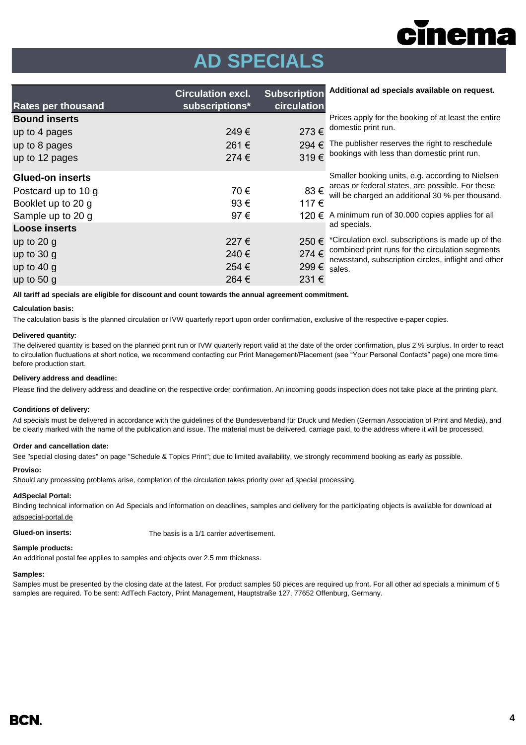# AD SPECIALS

| Rates per thousand | Circulation excl. subscriptions* | Subscription circulation |
|---|---|---|
| **Bound inserts** | | |
| up to 4 pages | 249 € | 273 € |
| up to 8 pages | 261 € | 294 € |
| up to 12 pages | 274 € | 319 € |
| **Glued-on inserts** | | |
| Postcard up to 10 g | 70 € | 83 € |
| Booklet up to 20 g | 93 € | 117 € |
| Sample up to 20 g | 97 € | 120 € |
| **Loose inserts** | | |
| up to 20 g | 227 € | 250 € |
| up to 30 g | 240 € | 274 € |
| up to 40 g | 254 € | 299 € |
| up to 50 g | 264 € | 231 € |

**Additional ad specials available on request.**

Prices apply for the booking of at least the entire domestic print run.

The publisher reserves the right to reschedule bookings with less than domestic print run.

Smaller booking units, e.g. according to Nielsen areas or federal states, are possible. For these will be charged an additional 30 % per thousand.

A minimum run of 30.000 copies applies for all ad specials.

*Circulation excl. subscriptions is made up of the combined print runs for the circulation segments newsstand, subscription circles, inflight and other sales.

**All tariff ad specials are eligible for discount and count towards the annual agreement commitment.**

**Calculation basis:**

The calculation basis is the planned circulation or IVW quarterly report upon order confirmation, exclusive of the respective e-paper copies.

**Delivered quantity:**

The delivered quantity is based on the planned print run or IVW quarterly report valid at the date of the order confirmation, plus 2 % surplus. In order to react to circulation fluctuations at short notice, we recommend contacting our Print Management/Placement (see "Your Personal Contacts" page) one more time before production start.

**Delivery address and deadline:**

Please find the delivery address and deadline on the respective order confirmation. An incoming goods inspection does not take place at the printing plant.

**Conditions of delivery:**

Ad specials must be delivered in accordance with the guidelines of the Bundesverband für Druck und Medien (German Association of Print and Media), and be clearly marked with the name of the publication and issue. The material must be delivered, carriage paid, to the address where it will be processed.

**Order and cancellation date:**

See "special closing dates" on page "Schedule & Topics Print"; due to limited availability, we strongly recommend booking as early as possible.

**Proviso:**

Should any processing problems arise, completion of the circulation takes priority over ad special processing.

**AdSpecial Portal:**

Binding technical information on Ad Specials and information on deadlines, samples and delivery for the participating objects is available for download at adspecial-portal.de

**Glued-on inserts:** The basis is a 1/1 carrier advertisement.

**Sample products:**

An additional postal fee applies to samples and objects over 2.5 mm thickness.

**Samples:**

Samples must be presented by the closing date at the latest. For product samples 50 pieces are required up front. For all other ad specials a minimum of 5 samples are required. To be sent: AdTech Factory, Print Management, Hauptstraße 127, 77652 Offenburg, Germany.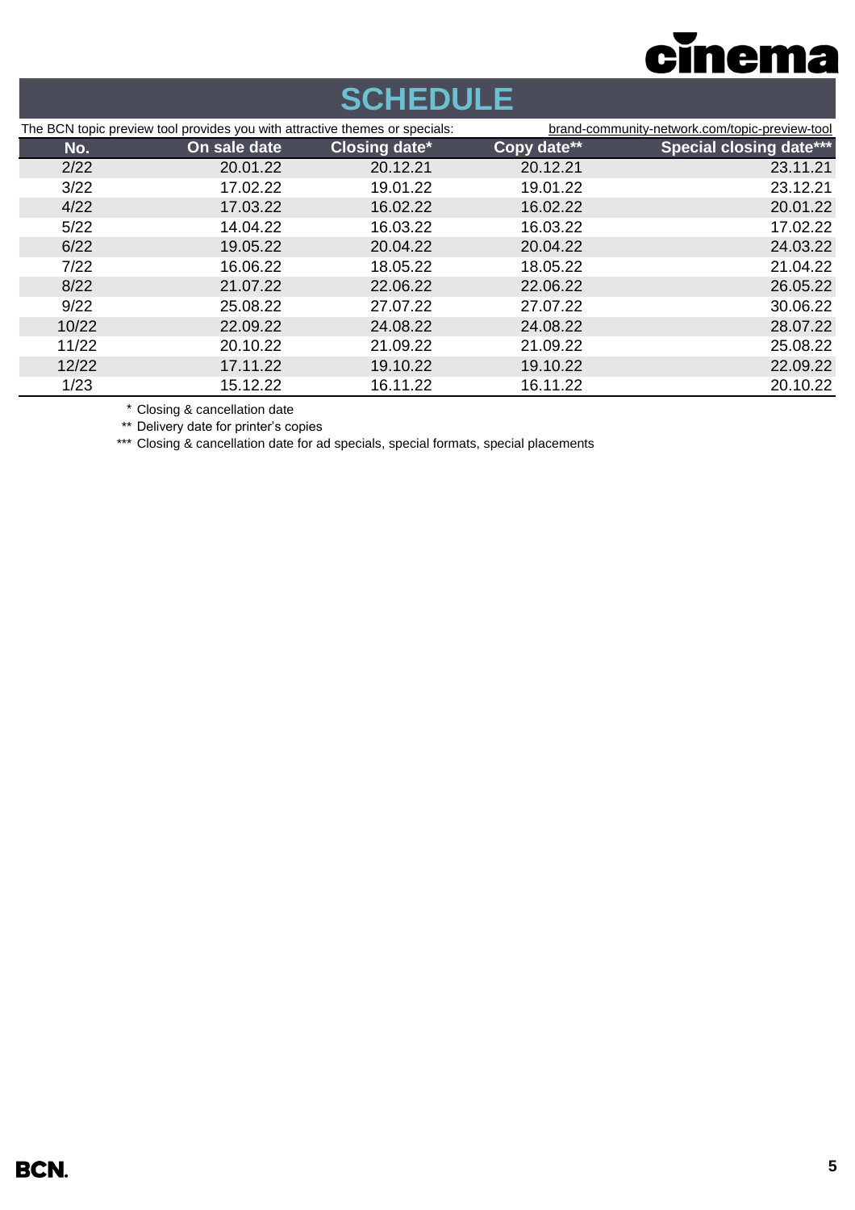# SCHEDULE

The BCN topic preview tool provides you with attractive themes or specials: brand-community-network.com/topic-preview-tool

| No. | On sale date | Closing date* | Copy date** | Special closing date*** |
|---|---|---|---|---|
| 2/22 | 20.01.22 | 20.12.21 | 20.12.21 | 23.11.21 |
| 3/22 | 17.02.22 | 19.01.22 | 19.01.22 | 23.12.21 |
| 4/22 | 17.03.22 | 16.02.22 | 16.02.22 | 20.01.22 |
| 5/22 | 14.04.22 | 16.03.22 | 16.03.22 | 17.02.22 |
| 6/22 | 19.05.22 | 20.04.22 | 20.04.22 | 24.03.22 |
| 7/22 | 16.06.22 | 18.05.22 | 18.05.22 | 21.04.22 |
| 8/22 | 21.07.22 | 22.06.22 | 22.06.22 | 26.05.22 |
| 9/22 | 25.08.22 | 27.07.22 | 27.07.22 | 30.06.22 |
| 10/22 | 22.09.22 | 24.08.22 | 24.08.22 | 28.07.22 |
| 11/22 | 20.10.22 | 21.09.22 | 21.09.22 | 25.08.22 |
| 12/22 | 17.11.22 | 19.10.22 | 19.10.22 | 22.09.22 |
| 1/23 | 15.12.22 | 16.11.22 | 16.11.22 | 20.10.22 |

\* Closing & cancellation date

** Delivery date for printer's copies

*** Closing & cancellation date for ad specials, special formats, special placements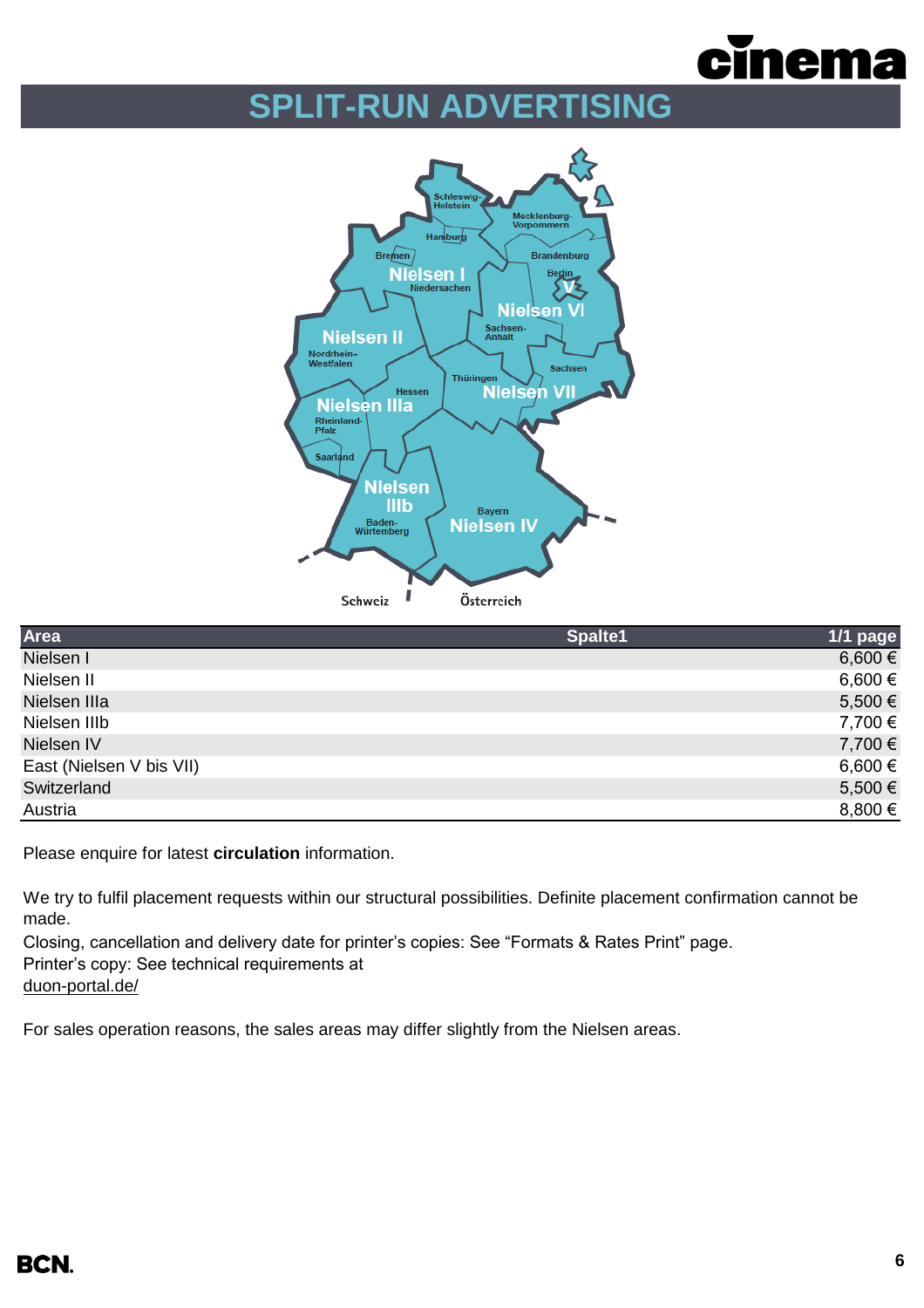# SPLIT-RUN ADVERTISING

| Area | Spalte1 | 1/1 page |
|---|---|---|
| Nielsen I | | 6,600 € |
| Nielsen II | | 6,600 € |
| Nielsen IIIa | | 5,500 € |
| Nielsen IIIb | | 7,700 € |
| Nielsen IV | | 7,700 € |
| East (Nielsen V bis VII) | | 6,600 € |
| Switzerland | | 5,500 € |
| Austria | | 8,800 € |

Please enquire for latest **circulation** information.

We try to fulfil placement requests within our structural possibilities. Definite placement confirmation cannot be made.

Closing, cancellation and delivery date for printer's copies: See "Formats & Rates Print" page.

Printer's copy: See technical requirements at
duon-portal.de/

For sales operation reasons, the sales areas may differ slightly from the Nielsen areas.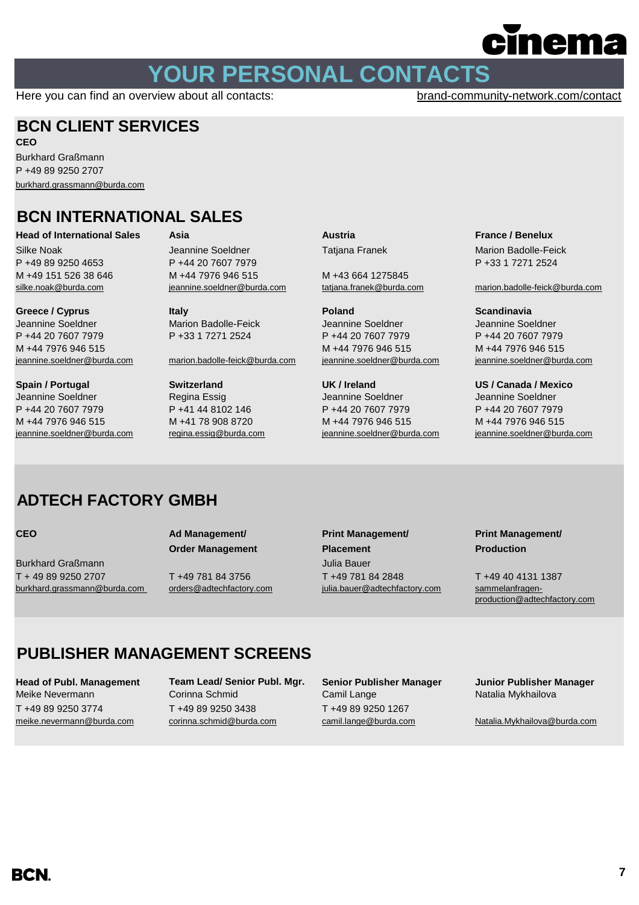# YOUR PERSONAL CONTACTS

Here you can find an overview about all contacts: brand-community-network.com/contact

## BCN CLIENT SERVICES

**CEO**
Burkhard Graßmann
P +49 89 9250 2707
burkhard.grassmann@burda.com

## BCN INTERNATIONAL SALES

**Head of International Sales**
Silke Noak
P +49 89 9250 4653
M +49 151 526 38 646
silke.noak@burda.com

**Asia**
Jeannine Soeldner
P +44 20 7607 7979
M +44 7976 946 515
jeannine.soeldner@burda.com

**Austria**
Tatjana Franek
M +43 664 1275845
tatjana.franek@burda.com

**France / Benelux**
Marion Badolle-Feick
P +33 1 7271 2524
marion.badolle-feick@burda.com

**Greece / Cyprus**
Jeannine Soeldner
P +44 20 7607 7979
M +44 7976 946 515
jeannine.soeldner@burda.com

**Italy**
Marion Badolle-Feick
P +33 1 7271 2524
marion.badolle-feick@burda.com

**Poland**
Jeannine Soeldner
P +44 20 7607 7979
M +44 7976 946 515
jeannine.soeldner@burda.com

**Scandinavia**
Jeannine Soeldner
P +44 20 7607 7979
M +44 7976 946 515
jeannine.soeldner@burda.com

**Spain / Portugal**
Jeannine Soeldner
P +44 20 7607 7979
M +44 7976 946 515
jeannine.soeldner@burda.com

**Switzerland**
Regina Essig
P +41 44 8102 146
M +41 78 908 8720
regina.essig@burda.com

**UK / Ireland**
Jeannine Soeldner
P +44 20 7607 7979
M +44 7976 946 515
jeannine.soeldner@burda.com

**US / Canada / Mexico**
Jeannine Soeldner
P +44 20 7607 7979
M +44 7976 946 515
jeannine.soeldner@burda.com

## ADTECH FACTORY GMBH

**CEO**
Burkhard Graßmann
T + 49 89 9250 2707
burkhard.grassmann@burda.com

**Ad Management/ Order Management**
T +49 781 84 3756
orders@adtechfactory.com

**Print Management/ Placement**
Julia Bauer
T +49 781 84 2848
julia.bauer@adtechfactory.com

**Print Management/ Production**
T +49 40 4131 1387
sammelanfragen-production@adtechfactory.com

## PUBLISHER MANAGEMENT SCREENS

**Head of Publ. Management**
Meike Nevermann
T +49 89 9250 3774
meike.nevermann@burda.com

**Team Lead/ Senior Publ. Mgr.**
Corinna Schmid
T +49 89 9250 3438
corinna.schmid@burda.com

**Senior Publisher Manager**
Camil Lange
T +49 89 9250 1267
camil.lange@burda.com

**Junior Publisher Manager**
Natalia Mykhailova
Natalia.Mykhailova@burda.com